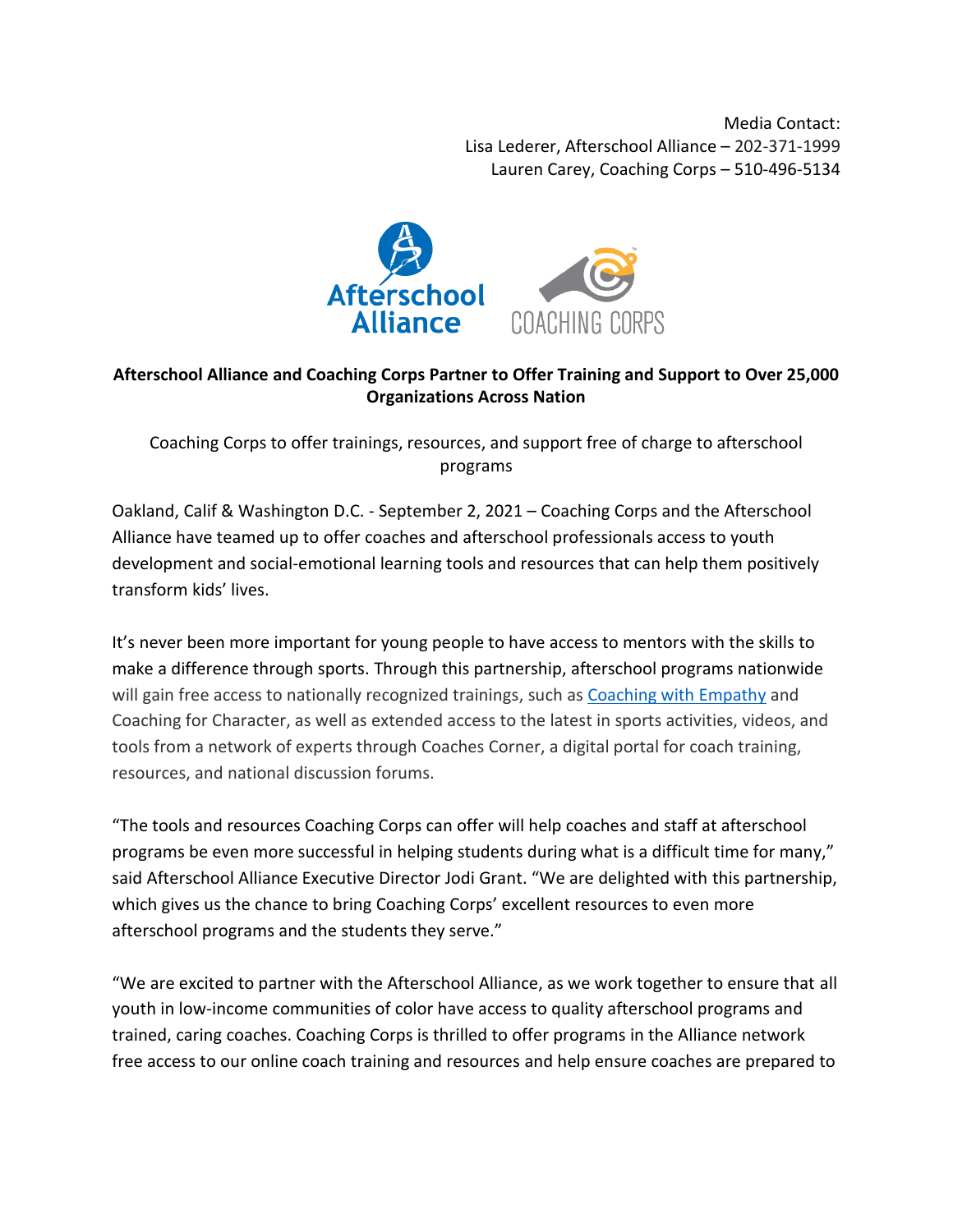Media Contact:
Lisa Lederer, Afterschool Alliance – 202-371-1999
Lauren Carey, Coaching Corps – 510-496-5134

**Afterschool Alliance and Coaching Corps Partner to Offer Training and Support to Over 25,000 Organizations Across Nation**

Coaching Corps to offer trainings, resources, and support free of charge to afterschool programs

Oakland, Calif & Washington D.C. - September 2, 2021 – Coaching Corps and the Afterschool Alliance have teamed up to offer coaches and afterschool professionals access to youth development and social-emotional learning tools and resources that can help them positively transform kids' lives.

It's never been more important for young people to have access to mentors with the skills to make a difference through sports. Through this partnership, afterschool programs nationwide will gain free access to nationally recognized trainings, such as Coaching with Empathy and Coaching for Character, as well as extended access to the latest in sports activities, videos, and tools from a network of experts through Coaches Corner, a digital portal for coach training, resources, and national discussion forums.

"The tools and resources Coaching Corps can offer will help coaches and staff at afterschool programs be even more successful in helping students during what is a difficult time for many," said Afterschool Alliance Executive Director Jodi Grant. "We are delighted with this partnership, which gives us the chance to bring Coaching Corps' excellent resources to even more afterschool programs and the students they serve."

"We are excited to partner with the Afterschool Alliance, as we work together to ensure that all youth in low-income communities of color have access to quality afterschool programs and trained, caring coaches. Coaching Corps is thrilled to offer programs in the Alliance network free access to our online coach training and resources and help ensure coaches are prepared to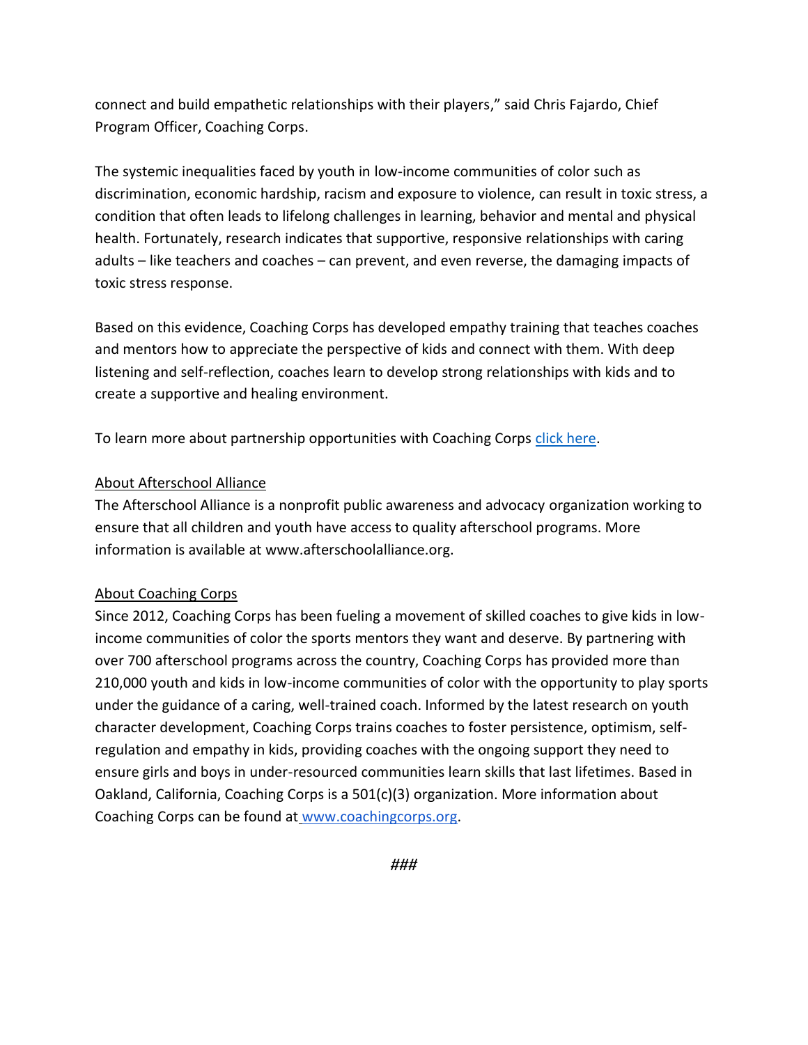connect and build empathetic relationships with their players," said Chris Fajardo, Chief Program Officer, Coaching Corps.

The systemic inequalities faced by youth in low-income communities of color such as discrimination, economic hardship, racism and exposure to violence, can result in toxic stress, a condition that often leads to lifelong challenges in learning, behavior and mental and physical health. Fortunately, research indicates that supportive, responsive relationships with caring adults – like teachers and coaches – can prevent, and even reverse, the damaging impacts of toxic stress response.

Based on this evidence, Coaching Corps has developed empathy training that teaches coaches and mentors how to appreciate the perspective of kids and connect with them. With deep listening and self-reflection, coaches learn to develop strong relationships with kids and to create a supportive and healing environment.

To learn more about partnership opportunities with Coaching Corps click here.

About Afterschool Alliance
The Afterschool Alliance is a nonprofit public awareness and advocacy organization working to ensure that all children and youth have access to quality afterschool programs. More information is available at www.afterschoolalliance.org.

About Coaching Corps
Since 2012, Coaching Corps has been fueling a movement of skilled coaches to give kids in low-income communities of color the sports mentors they want and deserve. By partnering with over 700 afterschool programs across the country, Coaching Corps has provided more than 210,000 youth and kids in low-income communities of color with the opportunity to play sports under the guidance of a caring, well-trained coach. Informed by the latest research on youth character development, Coaching Corps trains coaches to foster persistence, optimism, self-regulation and empathy in kids, providing coaches with the ongoing support they need to ensure girls and boys in under-resourced communities learn skills that last lifetimes. Based in Oakland, California, Coaching Corps is a 501(c)(3) organization. More information about Coaching Corps can be found at www.coachingcorps.org.

*###*